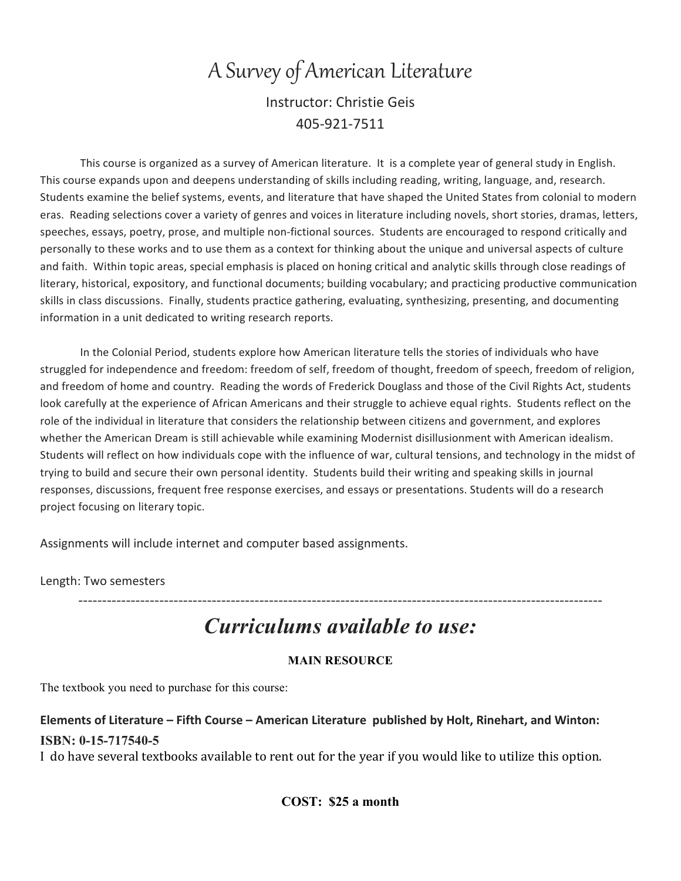# A Survey of American Literature

Instructor: Christie Geis

405-921-7511

This course is organized as a survey of American literature. It is a complete year of general study in English. This course expands upon and deepens understanding of skills including reading, writing, language, and, research. Students examine the belief systems, events, and literature that have shaped the United States from colonial to modern eras. Reading selections cover a variety of genres and voices in literature including novels, short stories, dramas, letters, speeches, essays, poetry, prose, and multiple non-fictional sources. Students are encouraged to respond critically and personally to these works and to use them as a context for thinking about the unique and universal aspects of culture and faith. Within topic areas, special emphasis is placed on honing critical and analytic skills through close readings of literary, historical, expository, and functional documents; building vocabulary; and practicing productive communication skills in class discussions. Finally, students practice gathering, evaluating, synthesizing, presenting, and documenting information in a unit dedicated to writing research reports.

In the Colonial Period, students explore how American literature tells the stories of individuals who have struggled for independence and freedom: freedom of self, freedom of thought, freedom of speech, freedom of religion, and freedom of home and country. Reading the words of Frederick Douglass and those of the Civil Rights Act, students look carefully at the experience of African Americans and their struggle to achieve equal rights. Students reflect on the role of the individual in literature that considers the relationship between citizens and government, and explores whether the American Dream is still achievable while examining Modernist disillusionment with American idealism. Students will reflect on how individuals cope with the influence of war, cultural tensions, and technology in the midst of trying to build and secure their own personal identity. Students build their writing and speaking skills in journal responses, discussions, frequent free response exercises, and essays or presentations. Students will do a research project focusing on literary topic.

Assignments will include internet and computer based assignments.

Length: Two semesters

---

## *Curriculums available to use:*

**MAIN RESOURCE**

The textbook you need to purchase for this course:

**Elements of Literature – Fifth Course – American Literature published by Holt, Rinehart, and Winton:**

**ISBN: 0-15-717540-5**

I do have several textbooks available to rent out for the year if you would like to utilize this option.

**COST: $25 a month**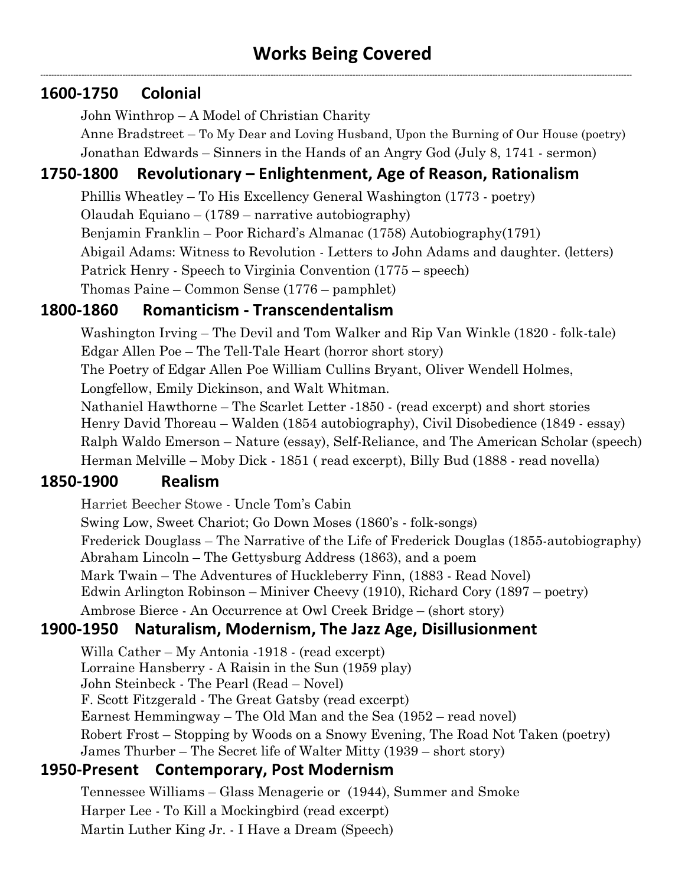# Works Being Covered

---

## 1600-1750 Colonial

John Winthrop – A Model of Christian Charity
Anne Bradstreet – To My Dear and Loving Husband, Upon the Burning of Our House (poetry)
Jonathan Edwards – Sinners in the Hands of an Angry God (July 8, 1741 - sermon)

## 1750-1800 Revolutionary – Enlightenment, Age of Reason, Rationalism

Phillis Wheatley – To His Excellency General Washington (1773 - poetry)
Olaudah Equiano – (1789 – narrative autobiography)
Benjamin Franklin – Poor Richard's Almanac (1758) Autobiography(1791)
Abigail Adams: Witness to Revolution - Letters to John Adams and daughter. (letters)
Patrick Henry - Speech to Virginia Convention (1775 – speech)
Thomas Paine – Common Sense (1776 – pamphlet)

## 1800-1860 Romanticism - Transcendentalism

Washington Irving – The Devil and Tom Walker and Rip Van Winkle (1820 - folk-tale)
Edgar Allen Poe – The Tell-Tale Heart (horror short story)
The Poetry of Edgar Allen Poe William Cullins Bryant, Oliver Wendell Holmes, Longfellow, Emily Dickinson, and Walt Whitman.
Nathaniel Hawthorne – The Scarlet Letter -1850 - (read excerpt) and short stories
Henry David Thoreau – Walden (1854 autobiography), Civil Disobedience (1849 - essay)
Ralph Waldo Emerson – Nature (essay), Self-Reliance, and The American Scholar (speech)
Herman Melville – Moby Dick - 1851 ( read excerpt), Billy Bud (1888 - read novella)

## 1850-1900 Realism

Harriet Beecher Stowe - Uncle Tom's Cabin
Swing Low, Sweet Chariot; Go Down Moses (1860's - folk-songs)
Frederick Douglass – The Narrative of the Life of Frederick Douglas (1855-autobiography)
Abraham Lincoln – The Gettysburg Address (1863), and a poem
Mark Twain – The Adventures of Huckleberry Finn, (1883 - Read Novel)
Edwin Arlington Robinson – Miniver Cheevy (1910), Richard Cory (1897 – poetry)
Ambrose Bierce - An Occurrence at Owl Creek Bridge – (short story)

## 1900-1950 Naturalism, Modernism, The Jazz Age, Disillusionment

Willa Cather – My Antonia -1918 - (read excerpt)
Lorraine Hansberry - A Raisin in the Sun (1959 play)
John Steinbeck - The Pearl (Read – Novel)
F. Scott Fitzgerald - The Great Gatsby (read excerpt)
Earnest Hemmingway – The Old Man and the Sea (1952 – read novel)
Robert Frost – Stopping by Woods on a Snowy Evening, The Road Not Taken (poetry)
James Thurber – The Secret life of Walter Mitty (1939 – short story)

## 1950-Present Contemporary, Post Modernism

Tennessee Williams – Glass Menagerie or (1944), Summer and Smoke
Harper Lee - To Kill a Mockingbird (read excerpt)
Martin Luther King Jr. - I Have a Dream (Speech)